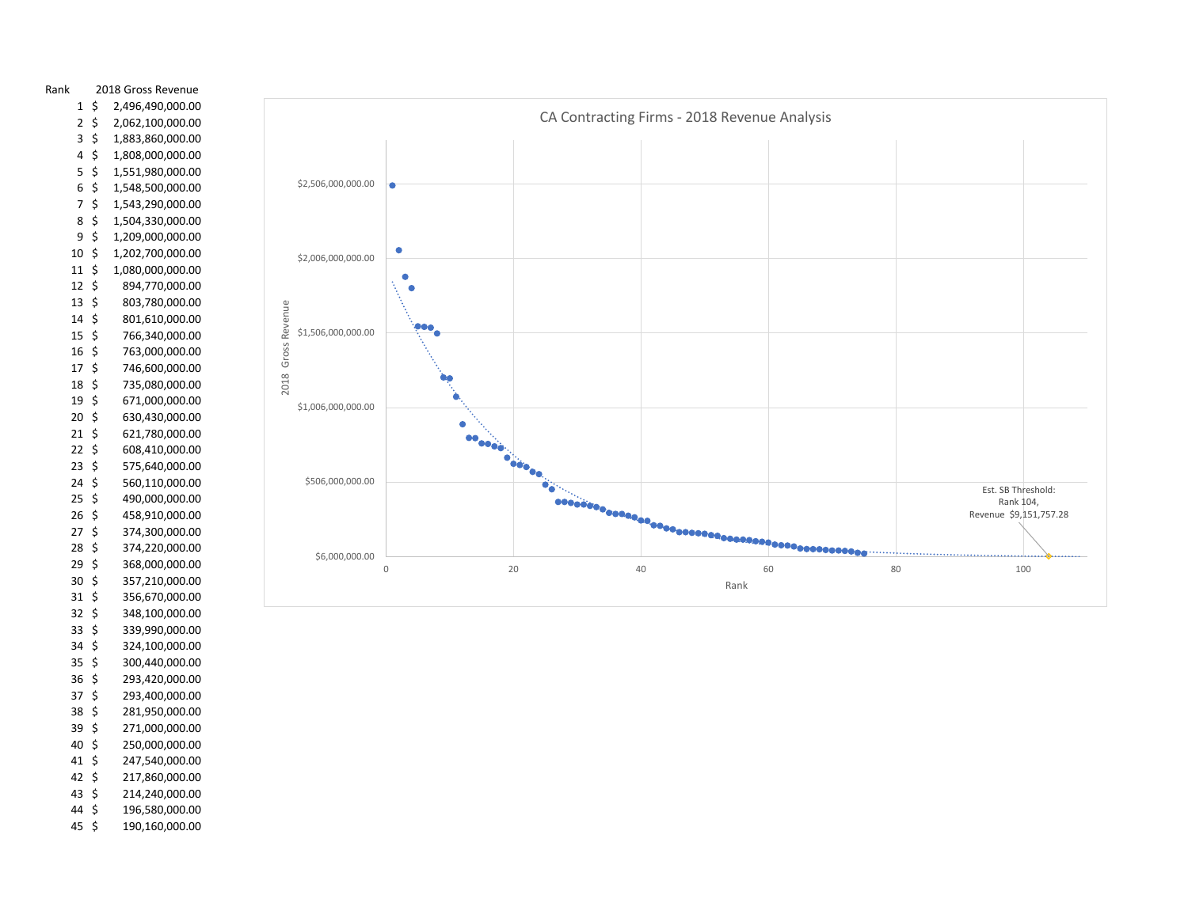| Rank | 2018 Gross Revenue |
|---|---|
| 1 | $ 2,496,490,000.00 |
| 2 | $ 2,062,100,000.00 |
| 3 | $ 1,883,860,000.00 |
| 4 | $ 1,808,000,000.00 |
| 5 | $ 1,551,980,000.00 |
| 6 | $ 1,548,500,000.00 |
| 7 | $ 1,543,290,000.00 |
| 8 | $ 1,504,330,000.00 |
| 9 | $ 1,209,000,000.00 |
| 10 | $ 1,202,700,000.00 |
| 11 | $ 1,080,000,000.00 |
| 12 | $ 894,770,000.00 |
| 13 | $ 803,780,000.00 |
| 14 | $ 801,610,000.00 |
| 15 | $ 766,340,000.00 |
| 16 | $ 763,000,000.00 |
| 17 | $ 746,600,000.00 |
| 18 | $ 735,080,000.00 |
| 19 | $ 671,000,000.00 |
| 20 | $ 630,430,000.00 |
| 21 | $ 621,780,000.00 |
| 22 | $ 608,410,000.00 |
| 23 | $ 575,640,000.00 |
| 24 | $ 560,110,000.00 |
| 25 | $ 490,000,000.00 |
| 26 | $ 458,910,000.00 |
| 27 | $ 374,300,000.00 |
| 28 | $ 374,220,000.00 |
| 29 | $ 368,000,000.00 |
| 30 | $ 357,210,000.00 |
| 31 | $ 356,670,000.00 |
| 32 | $ 348,100,000.00 |
| 33 | $ 339,990,000.00 |
| 34 | $ 324,100,000.00 |
| 35 | $ 300,440,000.00 |
| 36 | $ 293,420,000.00 |
| 37 | $ 293,400,000.00 |
| 38 | $ 281,950,000.00 |
| 39 | $ 271,000,000.00 |
| 40 | $ 250,000,000.00 |
| 41 | $ 247,540,000.00 |
| 42 | $ 217,860,000.00 |
| 43 | $ 214,240,000.00 |
| 44 | $ 196,580,000.00 |
| 45 | $ 190,160,000.00 |

## CA Contracting Firms - 2018 Revenue Analysis

Est. SB Threshold: Rank 104, Revenue $9,151,757.28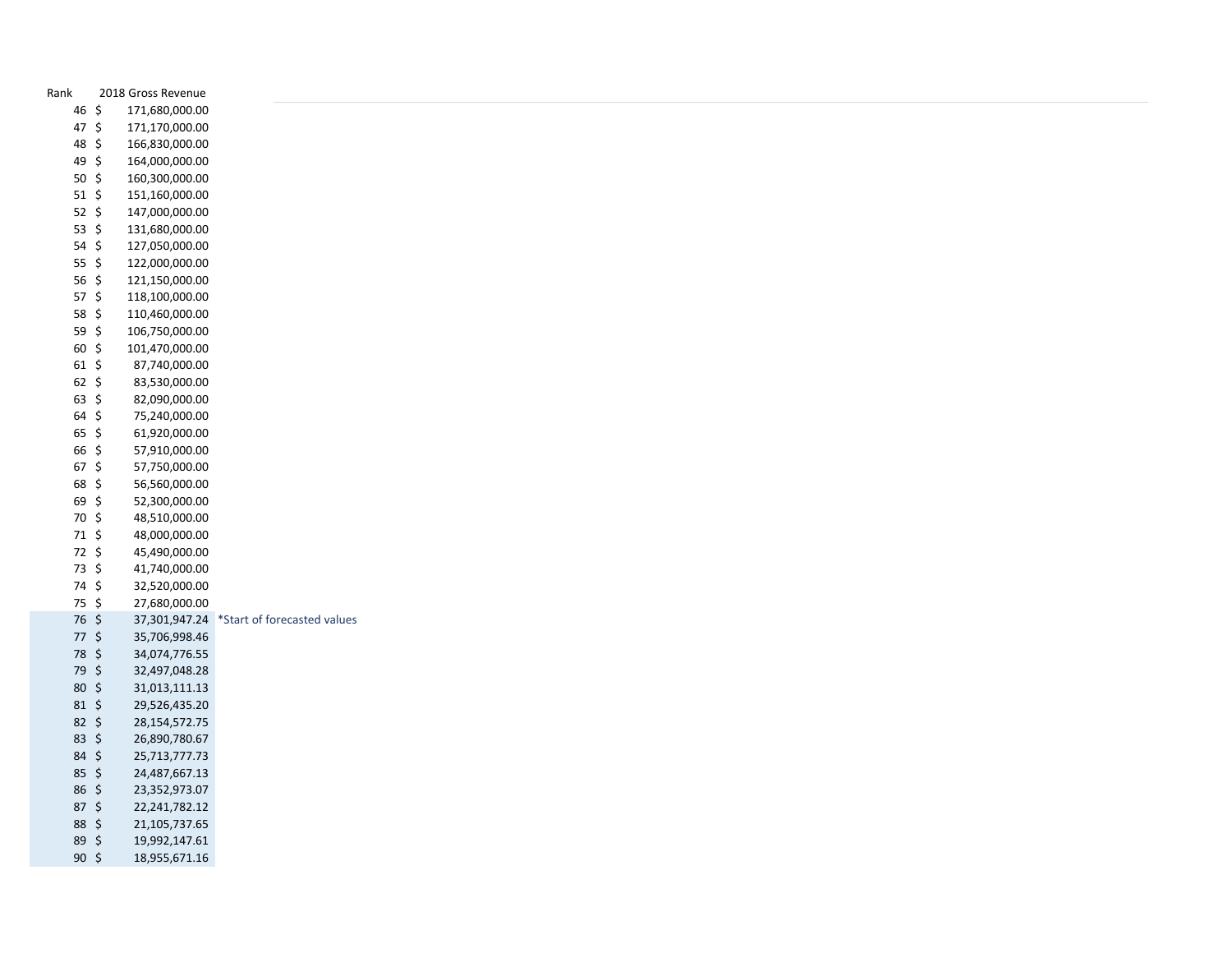| Rank | 2018 Gross Revenue | |
|---|---|---|
| 46 | $ 171,680,000.00 | |
| 47 | $ 171,170,000.00 | |
| 48 | $ 166,830,000.00 | |
| 49 | $ 164,000,000.00 | |
| 50 | $ 160,300,000.00 | |
| 51 | $ 151,160,000.00 | |
| 52 | $ 147,000,000.00 | |
| 53 | $ 131,680,000.00 | |
| 54 | $ 127,050,000.00 | |
| 55 | $ 122,000,000.00 | |
| 56 | $ 121,150,000.00 | |
| 57 | $ 118,100,000.00 | |
| 58 | $ 110,460,000.00 | |
| 59 | $ 106,750,000.00 | |
| 60 | $ 101,470,000.00 | |
| 61 | $ 87,740,000.00 | |
| 62 | $ 83,530,000.00 | |
| 63 | $ 82,090,000.00 | |
| 64 | $ 75,240,000.00 | |
| 65 | $ 61,920,000.00 | |
| 66 | $ 57,910,000.00 | |
| 67 | $ 57,750,000.00 | |
| 68 | $ 56,560,000.00 | |
| 69 | $ 52,300,000.00 | |
| 70 | $ 48,510,000.00 | |
| 71 | $ 48,000,000.00 | |
| 72 | $ 45,490,000.00 | |
| 73 | $ 41,740,000.00 | |
| 74 | $ 32,520,000.00 | |
| 75 | $ 27,680,000.00 | |
| 76 | $ 37,301,947.24 | *Start of forecasted values |
| 77 | $ 35,706,998.46 | |
| 78 | $ 34,074,776.55 | |
| 79 | $ 32,497,048.28 | |
| 80 | $ 31,013,111.13 | |
| 81 | $ 29,526,435.20 | |
| 82 | $ 28,154,572.75 | |
| 83 | $ 26,890,780.67 | |
| 84 | $ 25,713,777.73 | |
| 85 | $ 24,487,667.13 | |
| 86 | $ 23,352,973.07 | |
| 87 | $ 22,241,782.12 | |
| 88 | $ 21,105,737.65 | |
| 89 | $ 19,992,147.61 | |
| 90 | $ 18,955,671.16 | |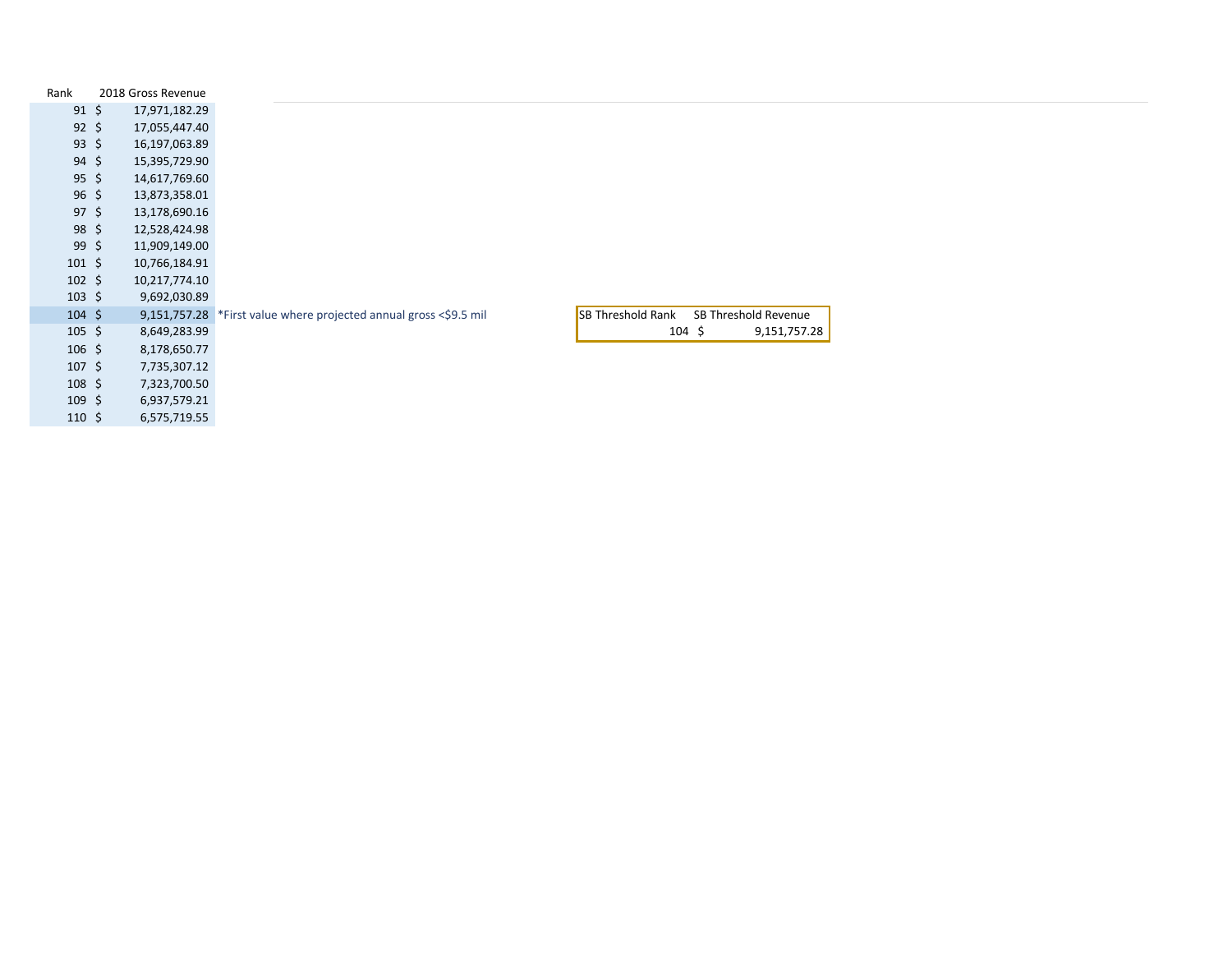| Rank | 2018 Gross Revenue | |
|---|---|---|
| 91 | $ 17,971,182.29 | |
| 92 | $ 17,055,447.40 | |
| 93 | $ 16,197,063.89 | |
| 94 | $ 15,395,729.90 | |
| 95 | $ 14,617,769.60 | |
| 96 | $ 13,873,358.01 | |
| 97 | $ 13,178,690.16 | |
| 98 | $ 12,528,424.98 | |
| 99 | $ 11,909,149.00 | |
| 101 | $ 10,766,184.91 | |
| 102 | $ 10,217,774.10 | |
| 103 | $ 9,692,030.89 | |
| 104 | $ 9,151,757.28 | *First value where projected annual gross <$9.5 mil |
| 105 | $ 8,649,283.99 | |
| 106 | $ 8,178,650.77 | |
| 107 | $ 7,735,307.12 | |
| 108 | $ 7,323,700.50 | |
| 109 | $ 6,937,579.21 | |
| 110 | $ 6,575,719.55 | |

| SB Threshold Rank | SB Threshold Revenue |
|---|---|
| 104 | $ 9,151,757.28 |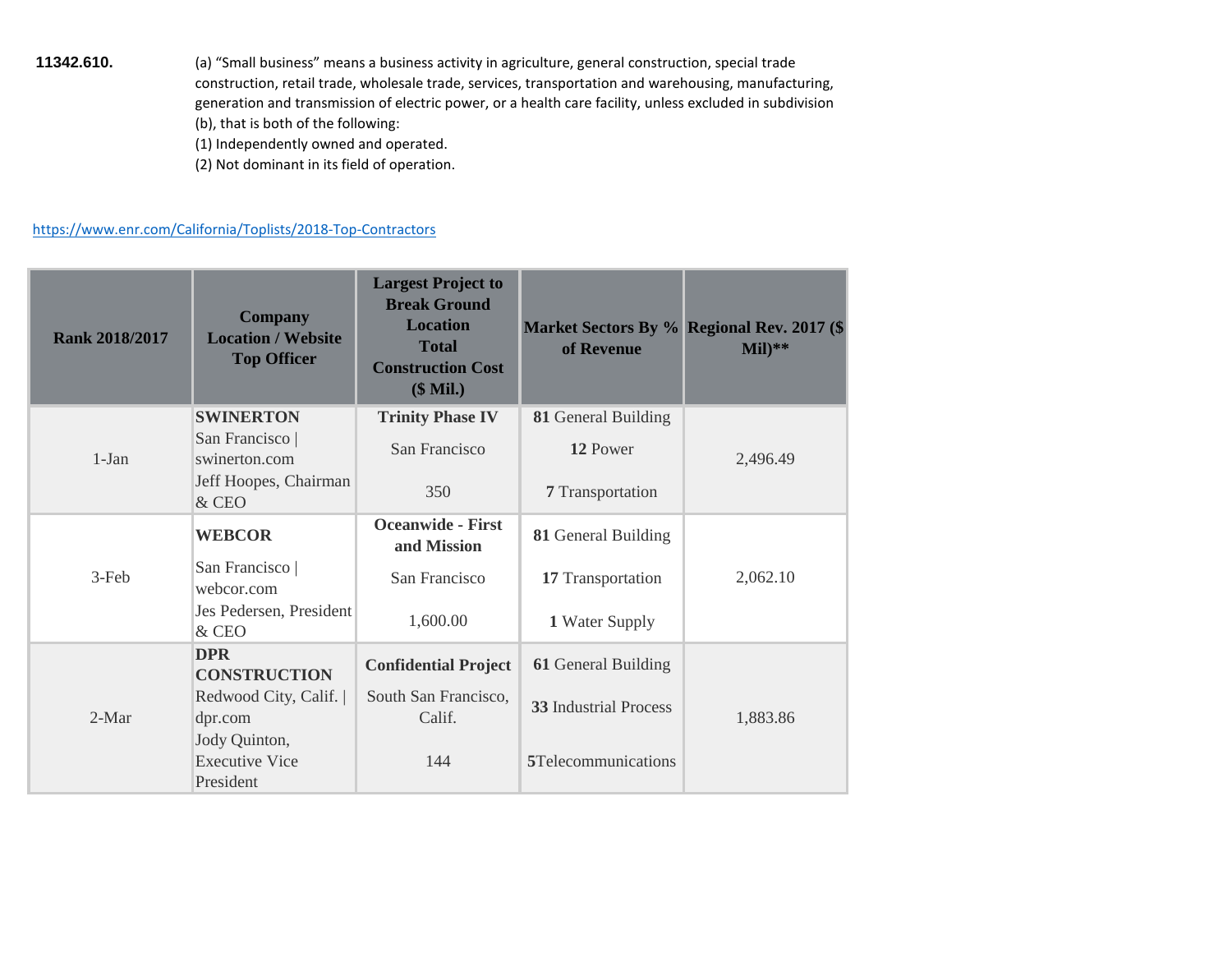**11342.610.** (a) “Small business” means a business activity in agriculture, general construction, special trade construction, retail trade, wholesale trade, services, transportation and warehousing, manufacturing, generation and transmission of electric power, or a health care facility, unless excluded in subdivision (b), that is both of the following:

(1) Independently owned and operated.

(2) Not dominant in its field of operation.

https://www.enr.com/California/Toplists/2018-Top-Contractors

| Rank 2018/2017 | Company Location / Website Top Officer | Largest Project to Break Ground Location Total Construction Cost ($ Mil.) | Market Sectors By % of Revenue | Regional Rev. 2017 ($ Mil)** |
|---|---|---|---|---|
| 1-Jan | **SWINERTON** San Francisco \| swinerton.com Jeff Hoopes, Chairman & CEO | **Trinity Phase IV** San Francisco 350 | **81** General Building **12** Power **7** Transportation | 2,496.49 |
| 3-Feb | **WEBCOR** San Francisco \| webcor.com Jes Pedersen, President & CEO | **Oceanwide - First and Mission** San Francisco 1,600.00 | **81** General Building **17** Transportation **1** Water Supply | 2,062.10 |
| 2-Mar | **DPR CONSTRUCTION** Redwood City, Calif. \| dpr.com Jody Quinton, Executive Vice President | **Confidential Project** South San Francisco, Calif. 144 | **61** General Building **33** Industrial Process **5**Telecommunications | 1,883.86 |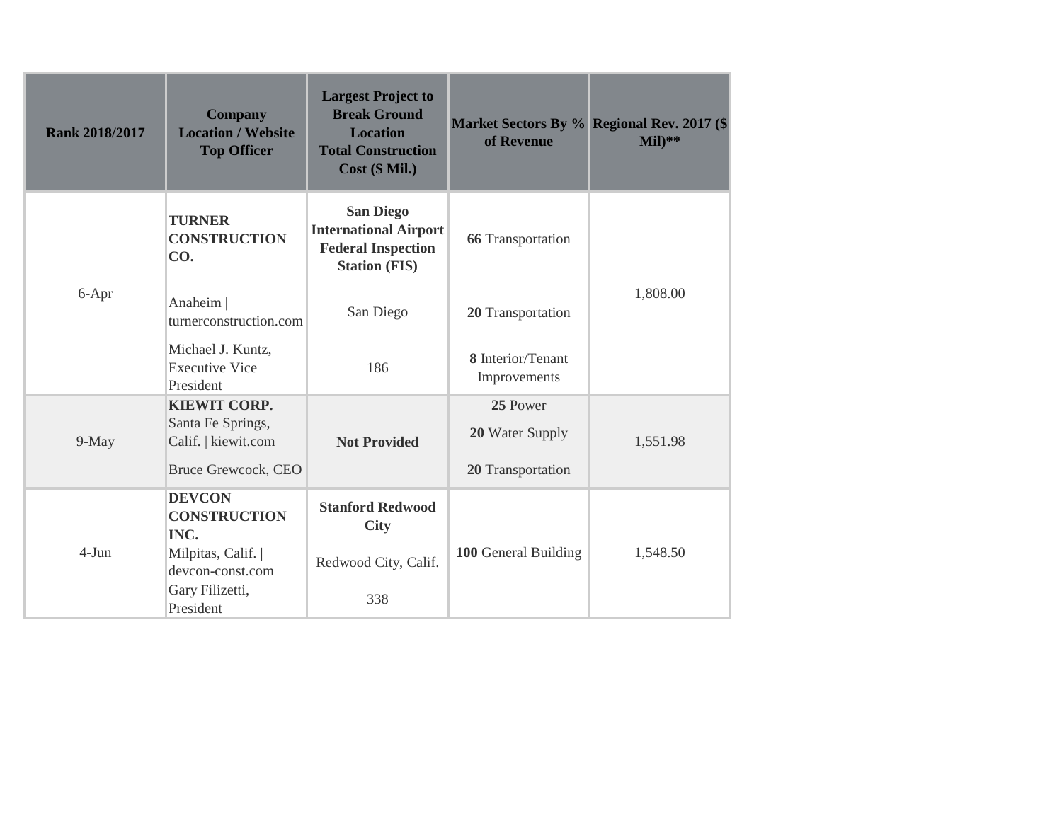| Rank 2018/2017 | Company Location / Website Top Officer | Largest Project to Break Ground Location Total Construction Cost ($ Mil.) | Market Sectors By % of Revenue | Regional Rev. 2017 ($ Mil)** |
|---|---|---|---|---|
| 6-Apr | **TURNER CONSTRUCTION CO.** Anaheim \| turnerconstruction.com Michael J. Kuntz, Executive Vice President | **San Diego International Airport Federal Inspection Station (FIS)** San Diego 186 | **66** Transportation **20** Transportation **8** Interior/Tenant Improvements | 1,808.00 |
| 9-May | **KIEWIT CORP.** Santa Fe Springs, Calif. \| kiewit.com Bruce Grewcock, CEO | **Not Provided** | **25** Power **20** Water Supply **20** Transportation | 1,551.98 |
| 4-Jun | **DEVCON CONSTRUCTION INC.** Milpitas, Calif. \| devcon-const.com Gary Filizetti, President | **Stanford Redwood City** Redwood City, Calif. 338 | **100** General Building | 1,548.50 |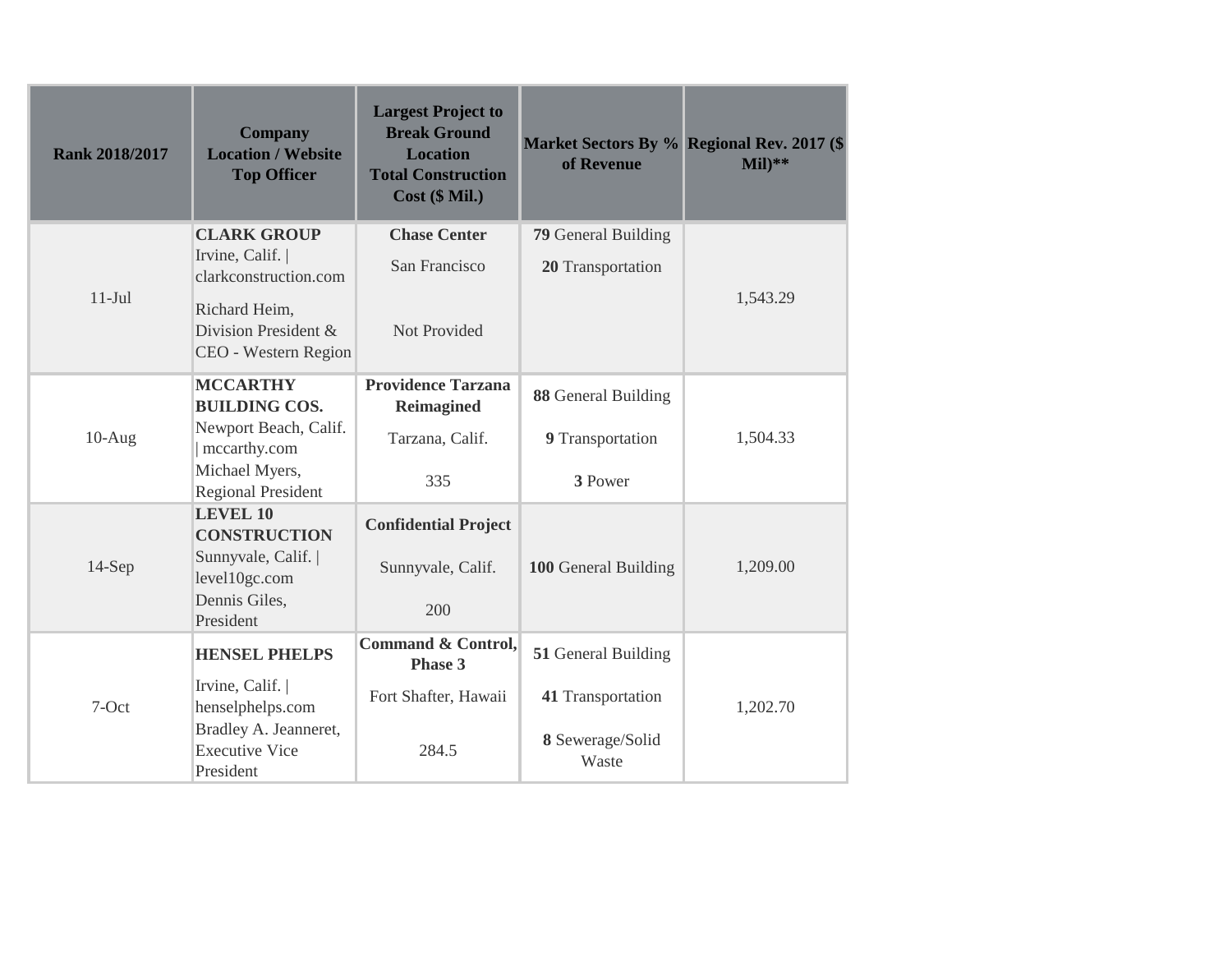| Rank 2018/2017 | Company<br>Location / Website<br>Top Officer | Largest Project to Break Ground<br>Location<br>Total Construction Cost ($ Mil.) | Market Sectors By % of Revenue | Regional Rev. 2017 ($ Mil)** |
|---|---|---|---|---|
| 11-Jul | **CLARK GROUP**<br>Irvine, Calif. \| clarkconstruction.com<br>Richard Heim, Division President & CEO - Western Region | **Chase Center**<br>San Francisco<br>Not Provided | **79** General Building<br>**20** Transportation | 1,543.29 |
| 10-Aug | **MCCARTHY BUILDING COS.**<br>Newport Beach, Calif. \| mccarthy.com<br>Michael Myers, Regional President | **Providence Tarzana Reimagined**<br>Tarzana, Calif.<br>335 | **88** General Building<br>**9** Transportation<br>**3** Power | 1,504.33 |
| 14-Sep | **LEVEL 10 CONSTRUCTION**<br>Sunnyvale, Calif. \| level10gc.com<br>Dennis Giles, President | **Confidential Project**<br>Sunnyvale, Calif.<br>200 | **100** General Building | 1,209.00 |
| 7-Oct | **HENSEL PHELPS**<br>Irvine, Calif. \| henselphelps.com<br>Bradley A. Jeanneret, Executive Vice President | **Command & Control, Phase 3**<br>Fort Shafter, Hawaii<br>284.5 | **51** General Building<br>**41** Transportation<br>**8** Sewerage/Solid Waste | 1,202.70 |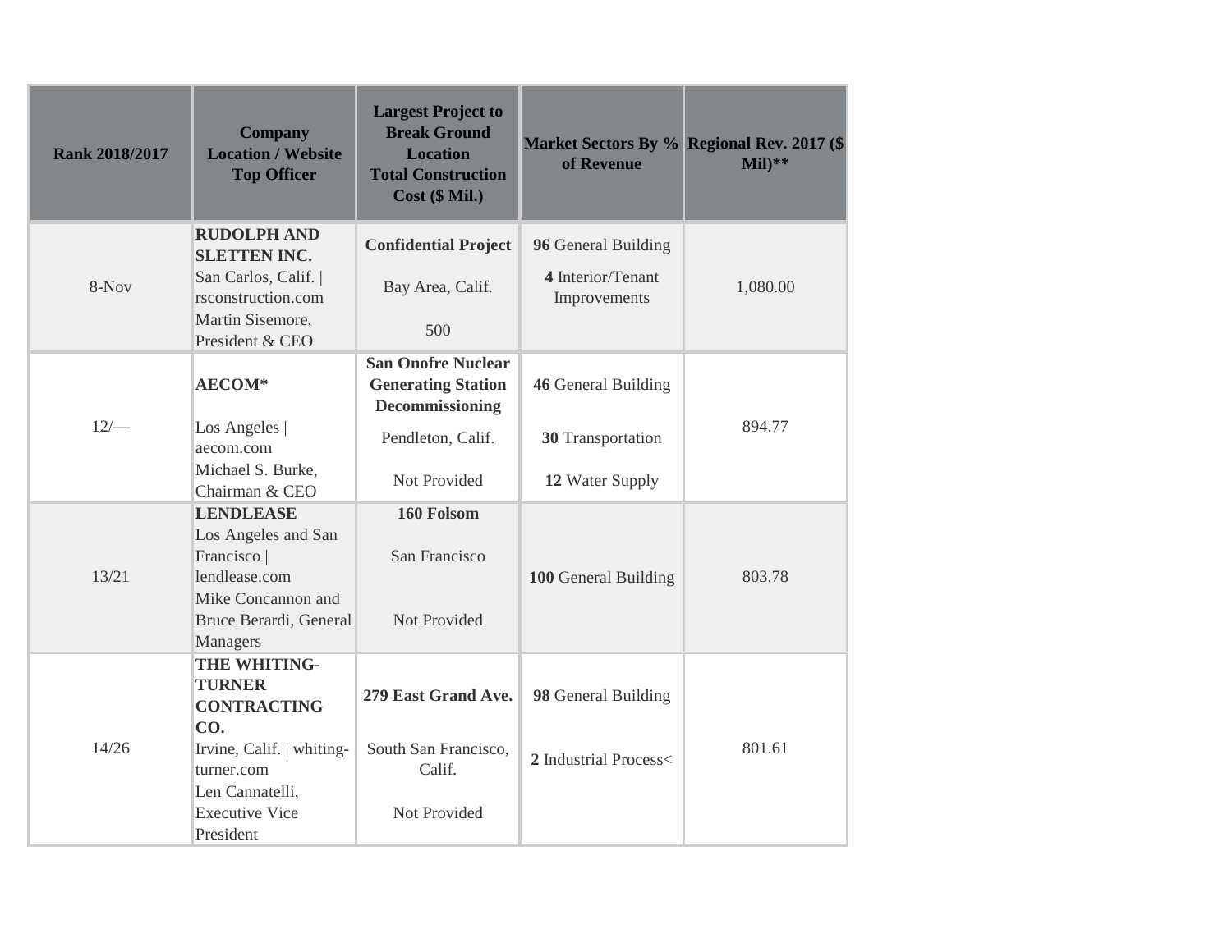| Rank 2018/2017 | Company Location / Website Top Officer | Largest Project to Break Ground Location Total Construction Cost ($ Mil.) | Market Sectors By % of Revenue | Regional Rev. 2017 ($ Mil)** |
|---|---|---|---|---|
| 8-Nov | **RUDOLPH AND SLETTEN INC.** San Carlos, Calif. \| rsconstruction.com Martin Sisemore, President & CEO | **Confidential Project** Bay Area, Calif. 500 | **96** General Building **4** Interior/Tenant Improvements | 1,080.00 |
| 12/— | **AECOM*** Los Angeles \| aecom.com Michael S. Burke, Chairman & CEO | **San Onofre Nuclear Generating Station Decommissioning** Pendleton, Calif. Not Provided | **46** General Building **30** Transportation **12** Water Supply | 894.77 |
| 13/21 | **LENDLEASE** Los Angeles and San Francisco \| lendlease.com Mike Concannon and Bruce Berardi, General Managers | **160 Folsom** San Francisco Not Provided | **100** General Building | 803.78 |
| 14/26 | **THE WHITING-TURNER CONTRACTING CO.** Irvine, Calif. \| whiting-turner.com Len Cannatelli, Executive Vice President | **279 East Grand Ave.** South San Francisco, Calif. Not Provided | **98** General Building **2** Industrial Process< | 801.61 |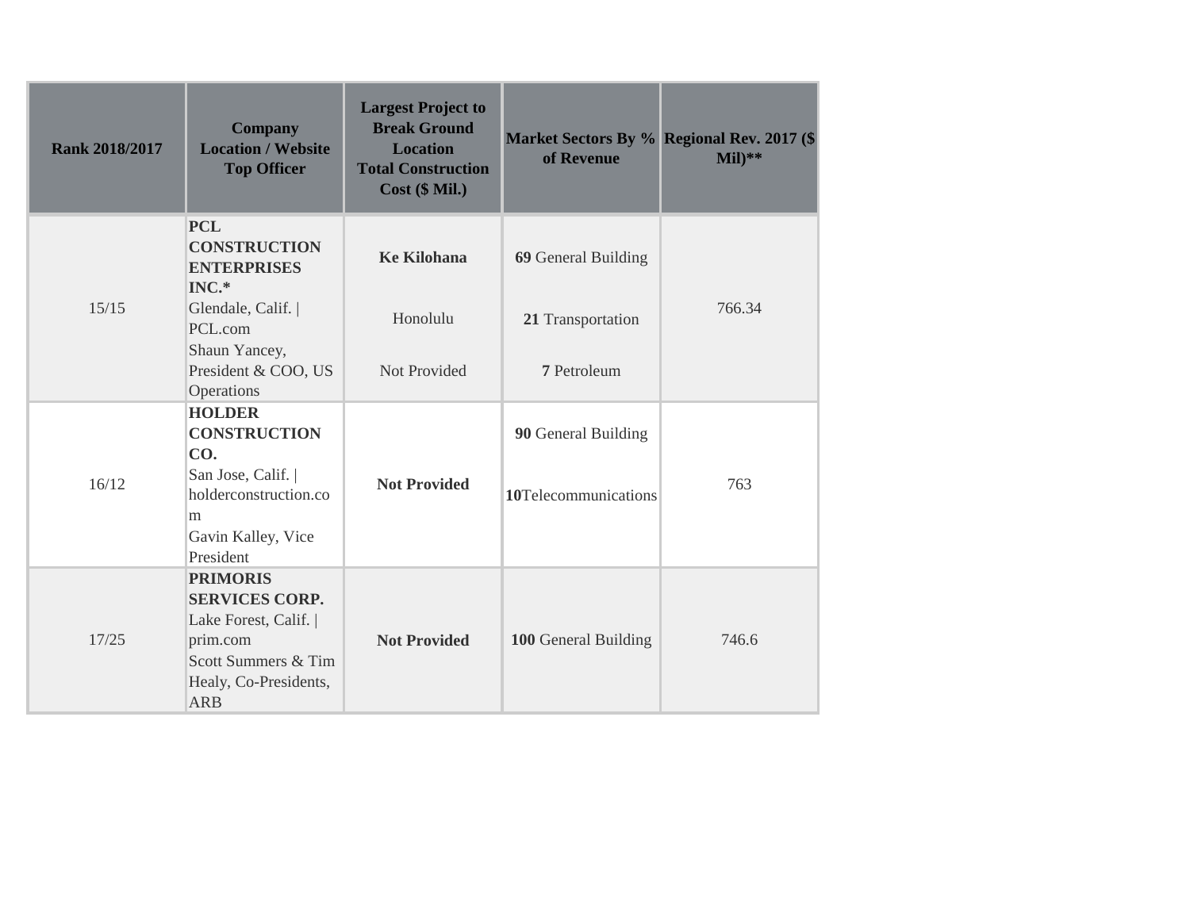| Rank 2018/2017 | Company<br>Location / Website<br>Top Officer | Largest Project to Break Ground<br>Location<br>Total Construction Cost ($ Mil.) | Market Sectors By % of Revenue | Regional Rev. 2017 ($ Mil)** |
|---|---|---|---|---|
| 15/15 | **PCL CONSTRUCTION ENTERPRISES INC.***<br>Glendale, Calif. \| PCL.com<br>Shaun Yancey, President & COO, US Operations | **Ke Kilohana**<br>Honolulu<br>Not Provided | **69** General Building<br>**21** Transportation<br>**7** Petroleum | 766.34 |
| 16/12 | **HOLDER CONSTRUCTION CO.**<br>San Jose, Calif. \| holderconstruction.com<br>Gavin Kalley, Vice President | **Not Provided** | **90** General Building<br>**10**Telecommunications | 763 |
| 17/25 | **PRIMORIS SERVICES CORP.**<br>Lake Forest, Calif. \| prim.com<br>Scott Summers & Tim Healy, Co-Presidents, ARB | **Not Provided** | **100** General Building | 746.6 |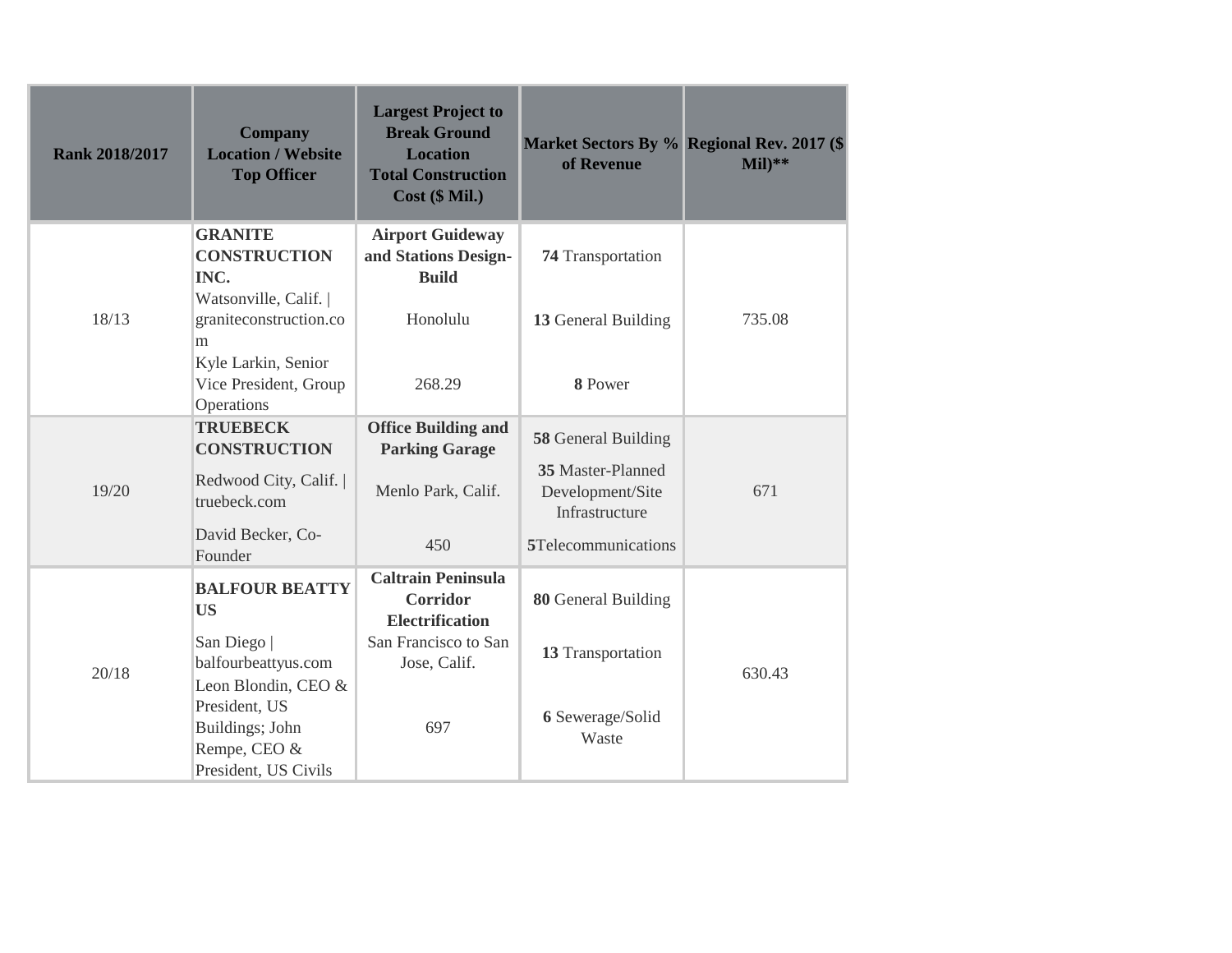| Rank 2018/2017 | Company<br>Location / Website<br>Top Officer | Largest Project to Break Ground<br>Location<br>Total Construction Cost ($ Mil.) | Market Sectors By % of Revenue | Regional Rev. 2017 ($ Mil)** |
|---|---|---|---|---|
| 18/13 | **GRANITE CONSTRUCTION INC.**<br>Watsonville, Calif. \| graniteconstruction.com<br>Kyle Larkin, Senior Vice President, Group Operations | **Airport Guideway and Stations Design-Build**<br>Honolulu<br>268.29 | **74** Transportation<br>**13** General Building<br>**8** Power | 735.08 |
| 19/20 | **TRUEBECK CONSTRUCTION**<br>Redwood City, Calif. \| truebeck.com<br>David Becker, Co-Founder | **Office Building and Parking Garage**<br>Menlo Park, Calif.<br>450 | **58** General Building<br>**35** Master-Planned Development/Site Infrastructure<br>**5**Telecommunications | 671 |
| 20/18 | **BALFOUR BEATTY US**<br>San Diego \| balfourbeattyus.com<br>Leon Blondin, CEO & President, US Buildings; John Rempe, CEO & President, US Civils | **Caltrain Peninsula Corridor Electrification**<br>San Francisco to San Jose, Calif.<br>697 | **80** General Building<br>**13** Transportation<br>**6** Sewerage/Solid Waste | 630.43 |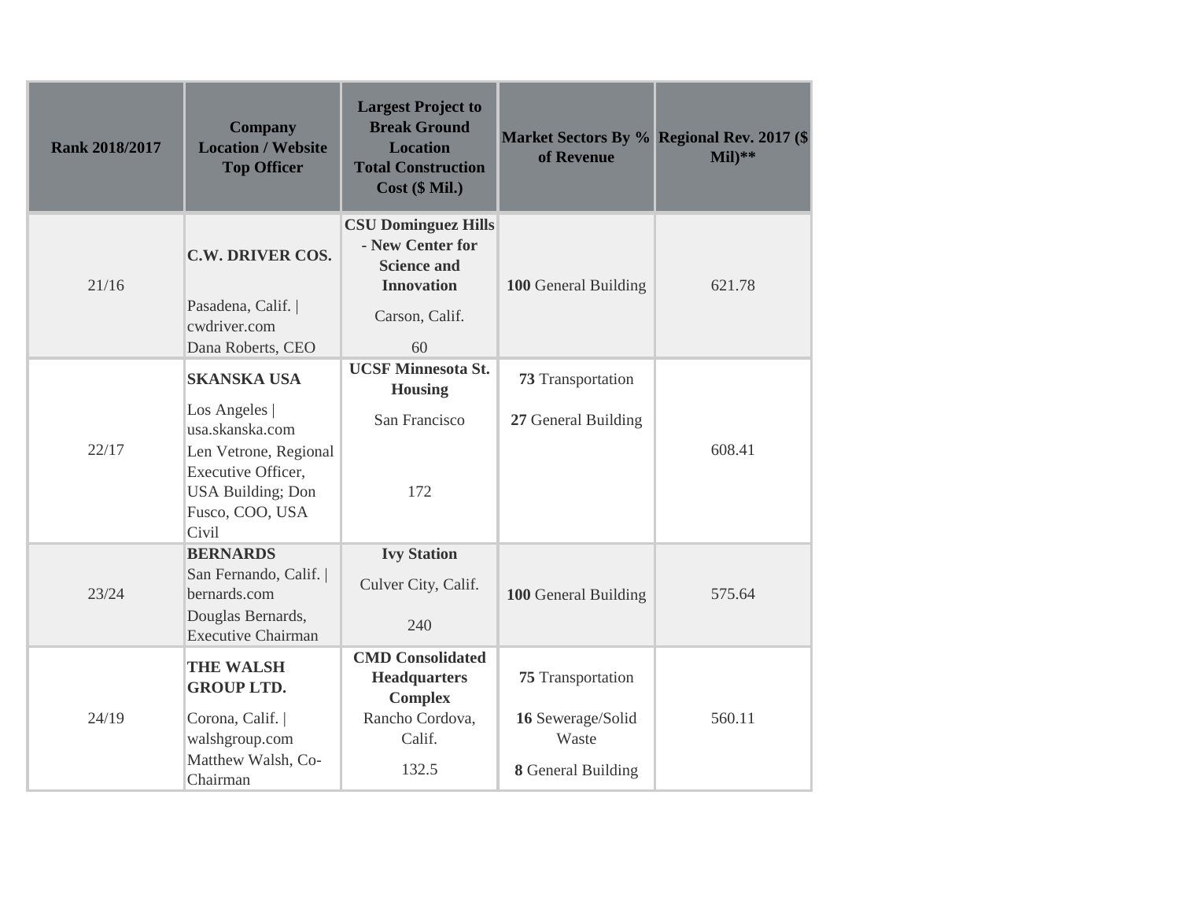| Rank 2018/2017 | Company Location / Website Top Officer | Largest Project to Break Ground Location Total Construction Cost ($ Mil.) | Market Sectors By % of Revenue | Regional Rev. 2017 ($ Mil)** |
|---|---|---|---|---|
| 21/16 | **C.W. DRIVER COS.** Pasadena, Calif. \| cwdriver.com Dana Roberts, CEO | **CSU Dominguez Hills - New Center for Science and Innovation** Carson, Calif. 60 | **100** General Building | 621.78 |
| 22/17 | **SKANSKA USA** Los Angeles \| usa.skanska.com Len Vetrone, Regional Executive Officer, USA Building; Don Fusco, COO, USA Civil | **UCSF Minnesota St. Housing** San Francisco 172 | **73** Transportation **27** General Building | 608.41 |
| 23/24 | **BERNARDS** San Fernando, Calif. \| bernards.com Douglas Bernards, Executive Chairman | **Ivy Station** Culver City, Calif. 240 | **100** General Building | 575.64 |
| 24/19 | **THE WALSH GROUP LTD.** Corona, Calif. \| walshgroup.com Matthew Walsh, Co-Chairman | **CMD Consolidated Headquarters Complex** Rancho Cordova, Calif. 132.5 | **75** Transportation **16** Sewerage/Solid Waste **8** General Building | 560.11 |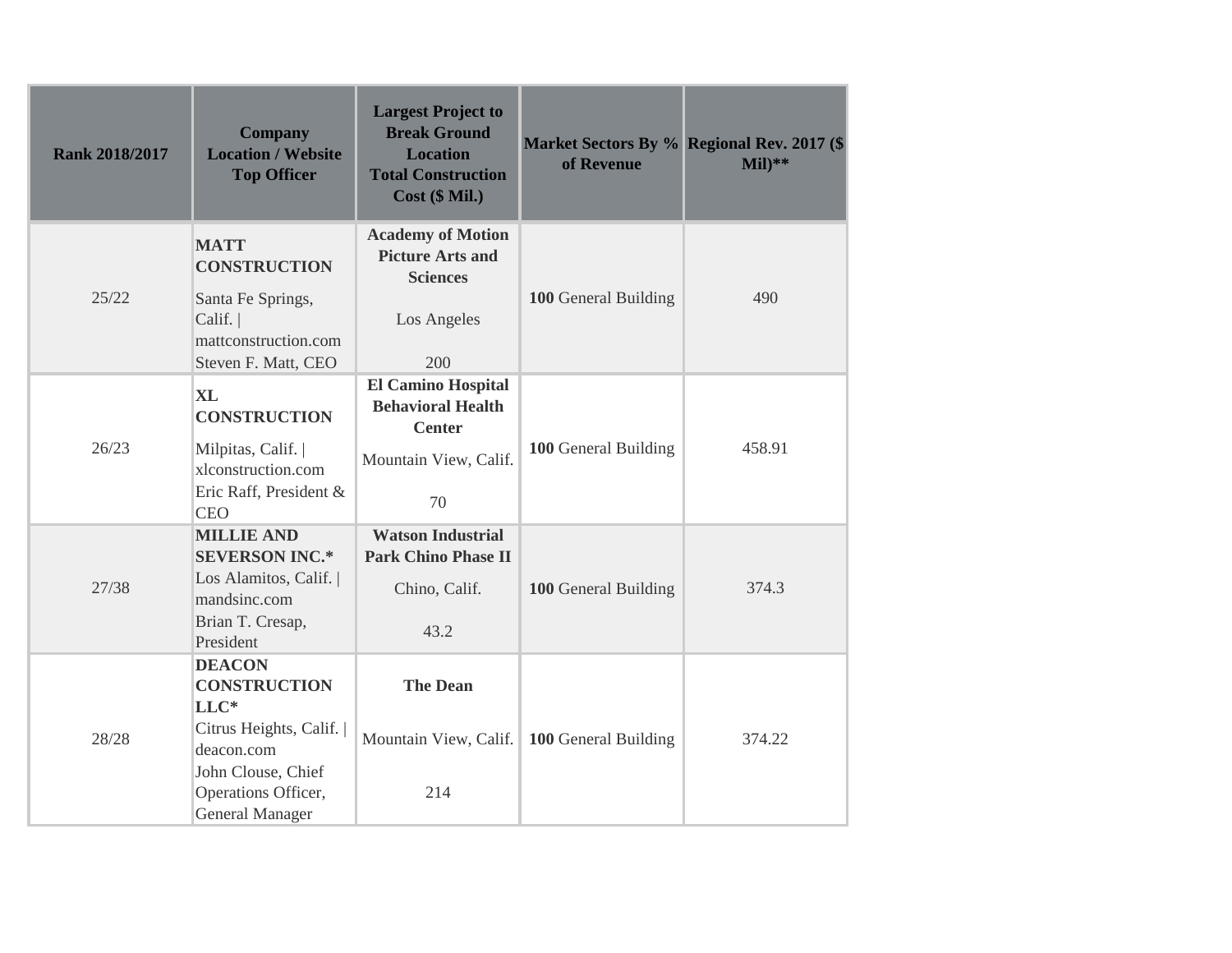| Rank 2018/2017 | Company<br>Location / Website<br>Top Officer | Largest Project to Break Ground<br>Location<br>Total Construction Cost ($ Mil.) | Market Sectors By % of Revenue | Regional Rev. 2017 ($ Mil)** |
|---|---|---|---|---|
| 25/22 | **MATT CONSTRUCTION**<br>Santa Fe Springs, Calif. \| mattconstruction.com<br>Steven F. Matt, CEO | **Academy of Motion Picture Arts and Sciences**<br>Los Angeles<br>200 | **100** General Building | 490 |
| 26/23 | **XL CONSTRUCTION**<br>Milpitas, Calif. \| xlconstruction.com<br>Eric Raff, President & CEO | **El Camino Hospital Behavioral Health Center**<br>Mountain View, Calif.<br>70 | **100** General Building | 458.91 |
| 27/38 | **MILLIE AND SEVERSON INC.***<br>Los Alamitos, Calif. \| mandsinc.com<br>Brian T. Cresap, President | **Watson Industrial Park Chino Phase II**<br>Chino, Calif.<br>43.2 | **100** General Building | 374.3 |
| 28/28 | **DEACON CONSTRUCTION LLC***<br>Citrus Heights, Calif. \| deacon.com<br>John Clouse, Chief Operations Officer, General Manager | **The Dean**<br>Mountain View, Calif.<br>214 | **100** General Building | 374.22 |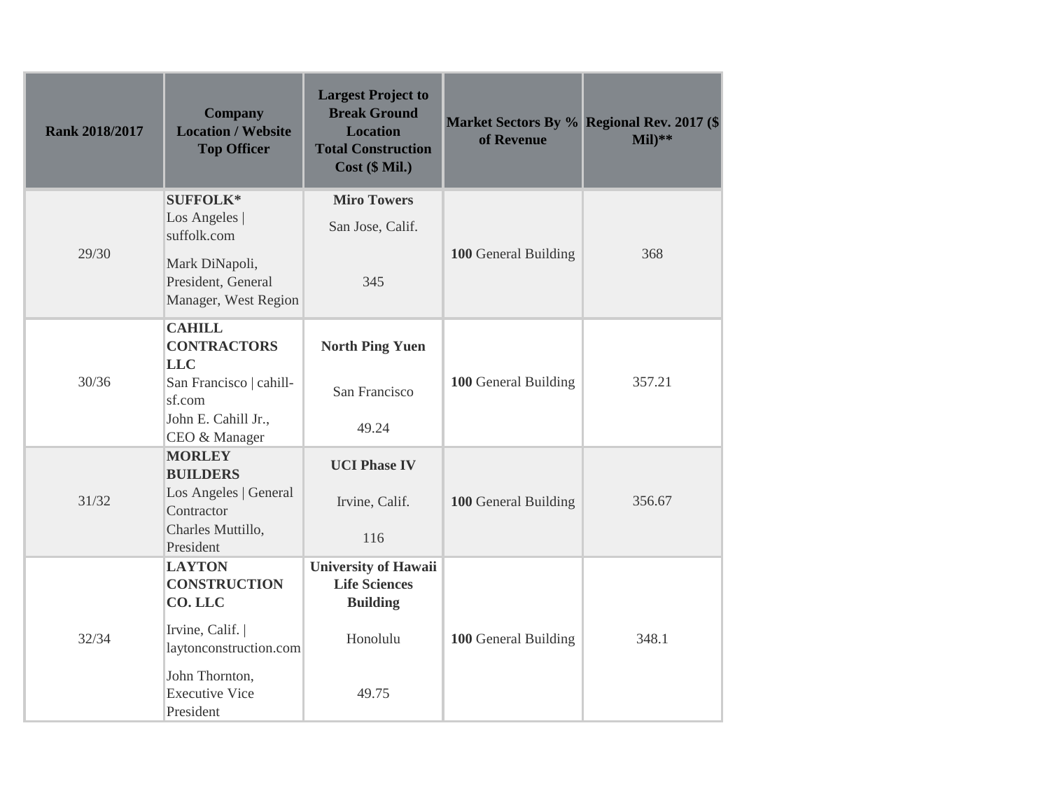| Rank 2018/2017 | Company<br>Location / Website<br>Top Officer | Largest Project to Break Ground<br>Location<br>Total Construction Cost ($ Mil.) | Market Sectors By % of Revenue | Regional Rev. 2017 ($ Mil)** |
|---|---|---|---|---|
| 29/30 | **SUFFOLK***<br>Los Angeles \| suffolk.com<br>Mark DiNapoli, President, General Manager, West Region | **Miro Towers**<br>San Jose, Calif.<br>345 | **100** General Building | 368 |
| 30/36 | **CAHILL CONTRACTORS LLC**<br>San Francisco \| cahill-sf.com<br>John E. Cahill Jr., CEO & Manager | **North Ping Yuen**<br>San Francisco<br>49.24 | **100** General Building | 357.21 |
| 31/32 | **MORLEY BUILDERS**<br>Los Angeles \| General Contractor<br>Charles Muttillo, President | **UCI Phase IV**<br>Irvine, Calif.<br>116 | **100** General Building | 356.67 |
| 32/34 | **LAYTON CONSTRUCTION CO. LLC**<br>Irvine, Calif. \| laytonconstruction.com<br>John Thornton, Executive Vice President | **University of Hawaii Life Sciences Building**<br>Honolulu<br>49.75 | **100** General Building | 348.1 |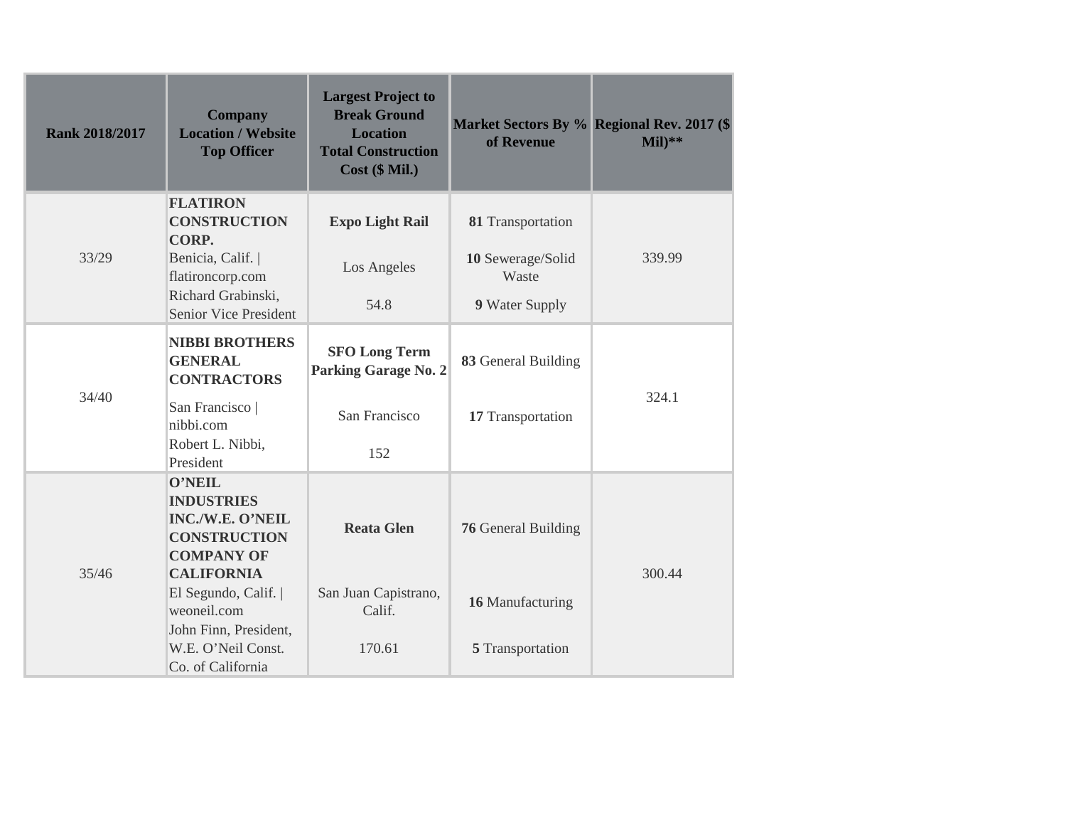| Rank 2018/2017 | Company<br>Location / Website<br>Top Officer | Largest Project to Break Ground<br>Location<br>Total Construction Cost ($ Mil.) | Market Sectors By % of Revenue | Regional Rev. 2017 ($ Mil)** |
|---|---|---|---|---|
| 33/29 | **FLATIRON CONSTRUCTION CORP.**<br>Benicia, Calif. \| flatironcorp.com<br>Richard Grabinski, Senior Vice President | **Expo Light Rail**<br>Los Angeles<br>54.8 | **81** Transportation<br>**10** Sewerage/Solid Waste<br>**9** Water Supply | 339.99 |
| 34/40 | **NIBBI BROTHERS GENERAL CONTRACTORS**<br>San Francisco \| nibbi.com<br>Robert L. Nibbi, President | **SFO Long Term Parking Garage No. 2**<br>San Francisco<br>152 | **83** General Building<br>**17** Transportation | 324.1 |
| 35/46 | **O'NEIL INDUSTRIES INC./W.E. O'NEIL CONSTRUCTION COMPANY OF CALIFORNIA**<br>El Segundo, Calif. \| weoneil.com<br>John Finn, President, W.E. O'Neil Const. Co. of California | **Reata Glen**<br>San Juan Capistrano, Calif.<br>170.61 | **76** General Building<br>**16** Manufacturing<br>**5** Transportation | 300.44 |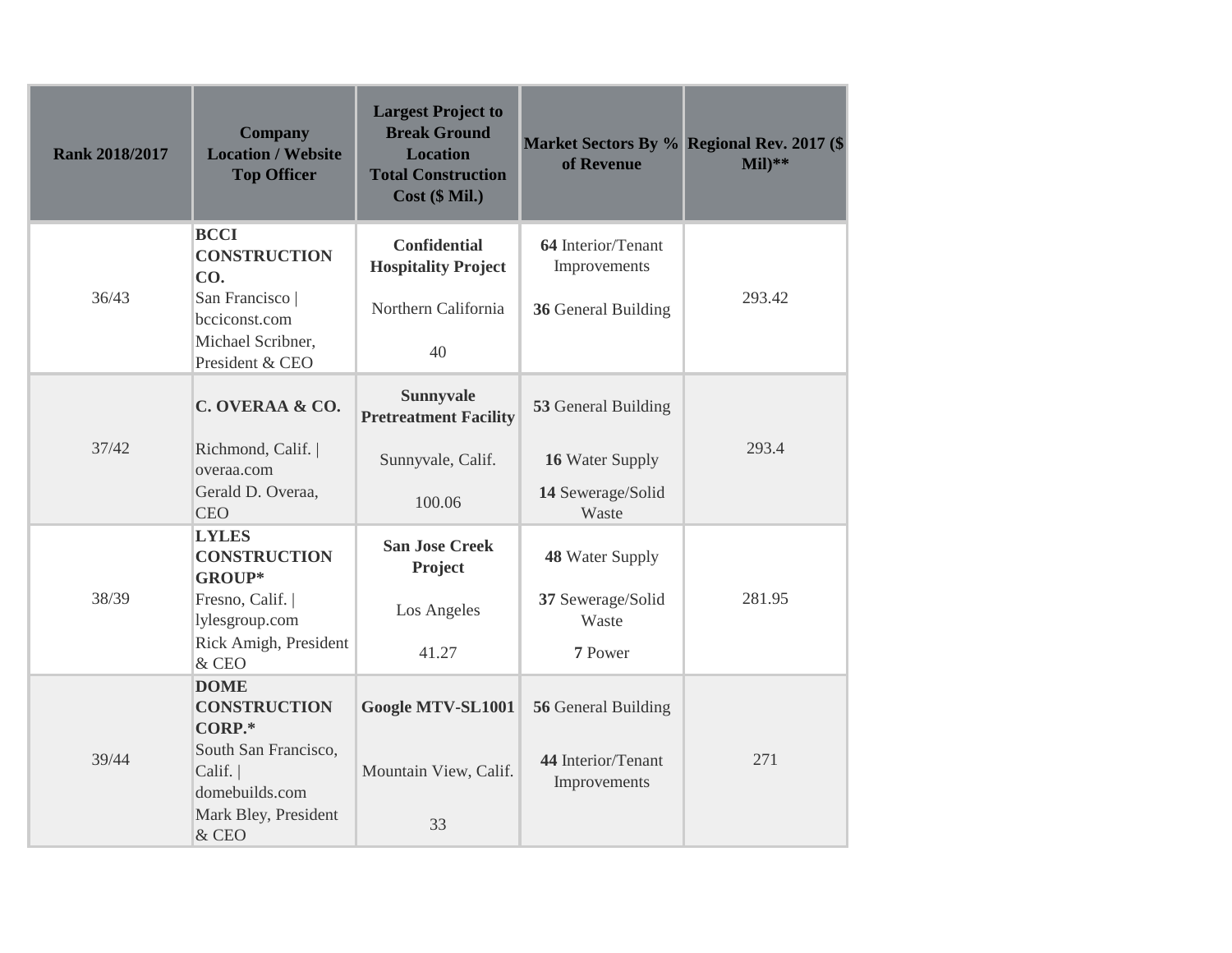| Rank 2018/2017 | Company Location / Website Top Officer | Largest Project to Break Ground Location Total Construction Cost ($ Mil.) | Market Sectors By % of Revenue | Regional Rev. 2017 ($ Mil)** |
| --- | --- | --- | --- | --- |
| 36/43 | **BCCI CONSTRUCTION CO.** San Francisco \| bcciconst.com Michael Scribner, President & CEO | **Confidential Hospitality Project** Northern California 40 | **64** Interior/Tenant Improvements **36** General Building | 293.42 |
| 37/42 | **C. OVERAA & CO.** Richmond, Calif. \| overaa.com Gerald D. Overaa, CEO | **Sunnyvale Pretreatment Facility** Sunnyvale, Calif. 100.06 | **53** General Building **16** Water Supply **14** Sewerage/Solid Waste | 293.4 |
| 38/39 | **LYLES CONSTRUCTION GROUP*** Fresno, Calif. \| lylesgroup.com Rick Amigh, President & CEO | **San Jose Creek Project** Los Angeles 41.27 | **48** Water Supply **37** Sewerage/Solid Waste **7** Power | 281.95 |
| 39/44 | **DOME CONSTRUCTION CORP.*** South San Francisco, Calif. \| domebuilds.com Mark Bley, President & CEO | **Google MTV-SL1001** Mountain View, Calif. 33 | **56** General Building **44** Interior/Tenant Improvements | 271 |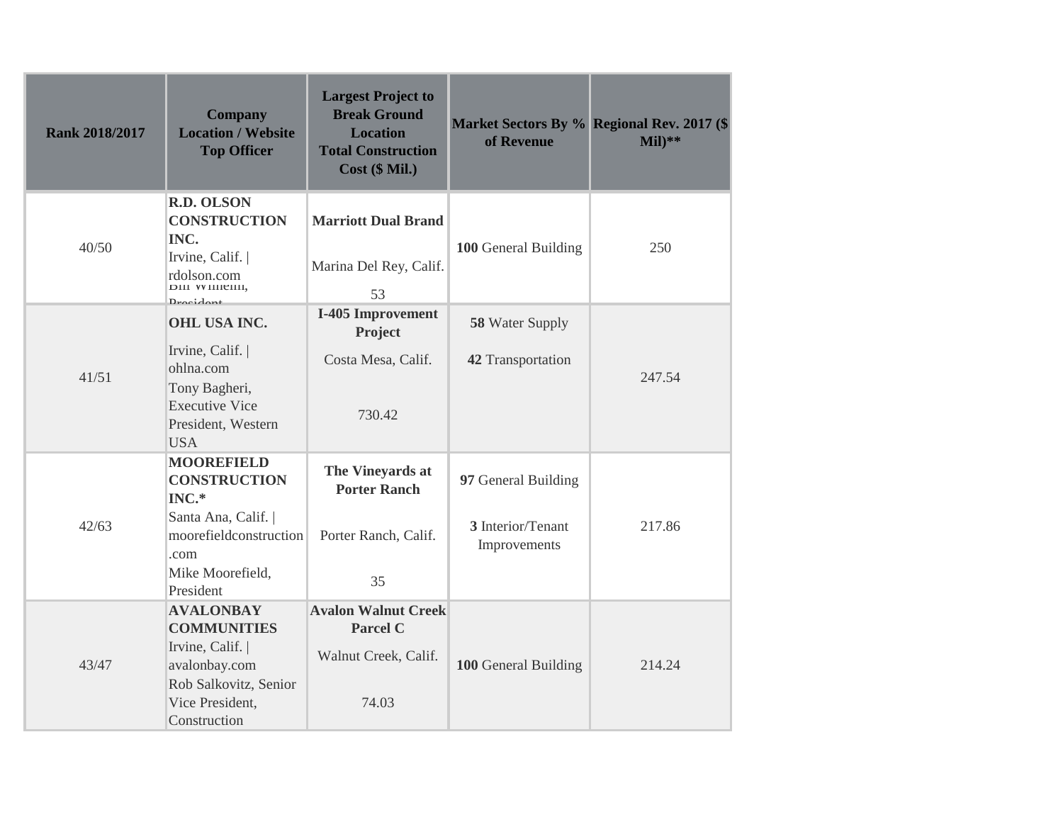| Rank 2018/2017 | Company Location / Website Top Officer | Largest Project to Break Ground Location Total Construction Cost ($ Mil.) | Market Sectors By % of Revenue | Regional Rev. 2017 ($ Mil)** |
|---|---|---|---|---|
| 40/50 | **R.D. OLSON CONSTRUCTION INC.** Irvine, Calif. \| rdolson.com Bill Wilhelm, President | **Marriott Dual Brand** Marina Del Rey, Calif. 53 | **100** General Building | 250 |
| 41/51 | **OHL USA INC.** Irvine, Calif. \| ohlna.com Tony Bagheri, Executive Vice President, Western USA | **I-405 Improvement Project** Costa Mesa, Calif. 730.42 | **58** Water Supply **42** Transportation | 247.54 |
| 42/63 | **MOOREFIELD CONSTRUCTION INC.*** Santa Ana, Calif. \| moorefieldconstruction.com Mike Moorefield, President | **The Vineyards at Porter Ranch** Porter Ranch, Calif. 35 | **97** General Building **3** Interior/Tenant Improvements | 217.86 |
| 43/47 | **AVALONBAY COMMUNITIES** Irvine, Calif. \| avalonbay.com Rob Salkovitz, Senior Vice President, Construction | **Avalon Walnut Creek Parcel C** Walnut Creek, Calif. 74.03 | **100** General Building | 214.24 |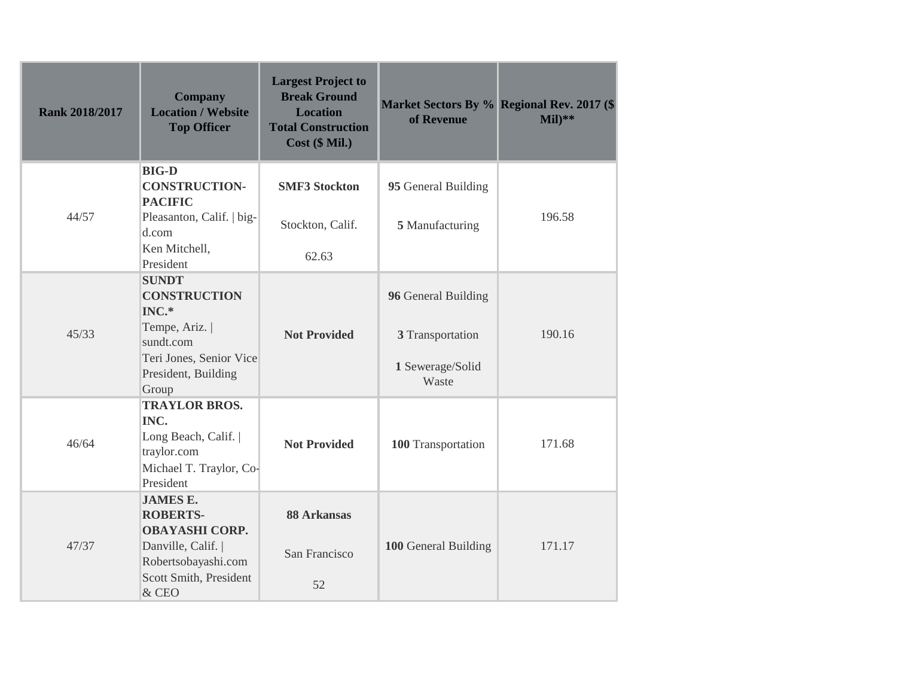| Rank 2018/2017 | Company<br>Location / Website<br>Top Officer | Largest Project to Break Ground<br>Location<br>Total Construction Cost ($ Mil.) | Market Sectors By % of Revenue | Regional Rev. 2017 ($ Mil)** |
|---|---|---|---|---|
| 44/57 | **BIG-D CONSTRUCTION-PACIFIC**<br>Pleasanton, Calif. \| big-d.com<br>Ken Mitchell, President | **SMF3 Stockton**<br>Stockton, Calif.<br>62.63 | **95** General Building<br>**5** Manufacturing | 196.58 |
| 45/33 | **SUNDT CONSTRUCTION INC.***<br>Tempe, Ariz. \| sundt.com<br>Teri Jones, Senior Vice President, Building Group | **Not Provided** | **96** General Building<br>**3** Transportation<br>**1** Sewerage/Solid Waste | 190.16 |
| 46/64 | **TRAYLOR BROS. INC.**<br>Long Beach, Calif. \| traylor.com<br>Michael T. Traylor, Co-President | **Not Provided** | **100** Transportation | 171.68 |
| 47/37 | **JAMES E. ROBERTS-OBAYASHI CORP.**<br>Danville, Calif. \| Robertsobayashi.com<br>Scott Smith, President & CEO | **88 Arkansas**<br>San Francisco<br>52 | **100** General Building | 171.17 |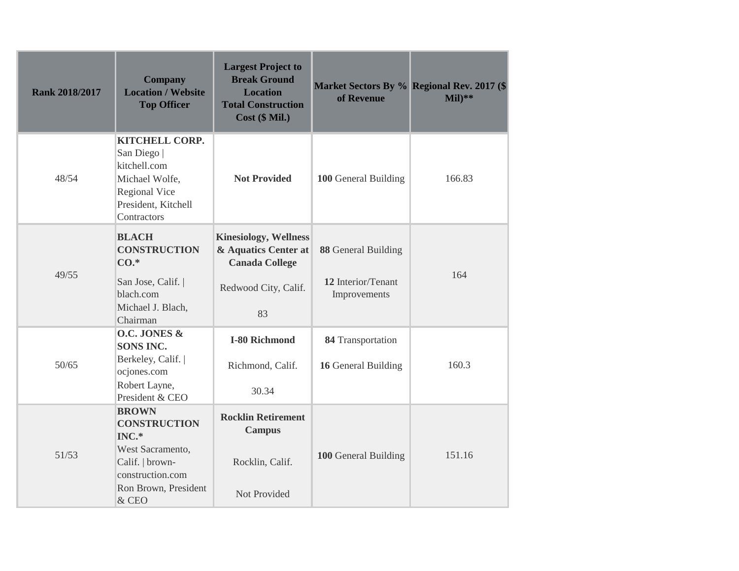| Rank 2018/2017 | Company Location / Website Top Officer | Largest Project to Break Ground Location Total Construction Cost ($ Mil.) | Market Sectors By % of Revenue | Regional Rev. 2017 ($ Mil)** |
|---|---|---|---|---|
| 48/54 | **KITCHELL CORP.** San Diego \| kitchell.com Michael Wolfe, Regional Vice President, Kitchell Contractors | **Not Provided** | **100** General Building | 166.83 |
| 49/55 | **BLACH CONSTRUCTION CO.*** San Jose, Calif. \| blach.com Michael J. Blach, Chairman | **Kinesiology, Wellness & Aquatics Center at Canada College** Redwood City, Calif. 83 | **88** General Building **12** Interior/Tenant Improvements | 164 |
| 50/65 | **O.C. JONES & SONS INC.** Berkeley, Calif. \| ocjones.com Robert Layne, President & CEO | **I-80 Richmond** Richmond, Calif. 30.34 | **84** Transportation **16** General Building | 160.3 |
| 51/53 | **BROWN CONSTRUCTION INC.*** West Sacramento, Calif. \| brown-construction.com Ron Brown, President & CEO | **Rocklin Retirement Campus** Rocklin, Calif. Not Provided | **100** General Building | 151.16 |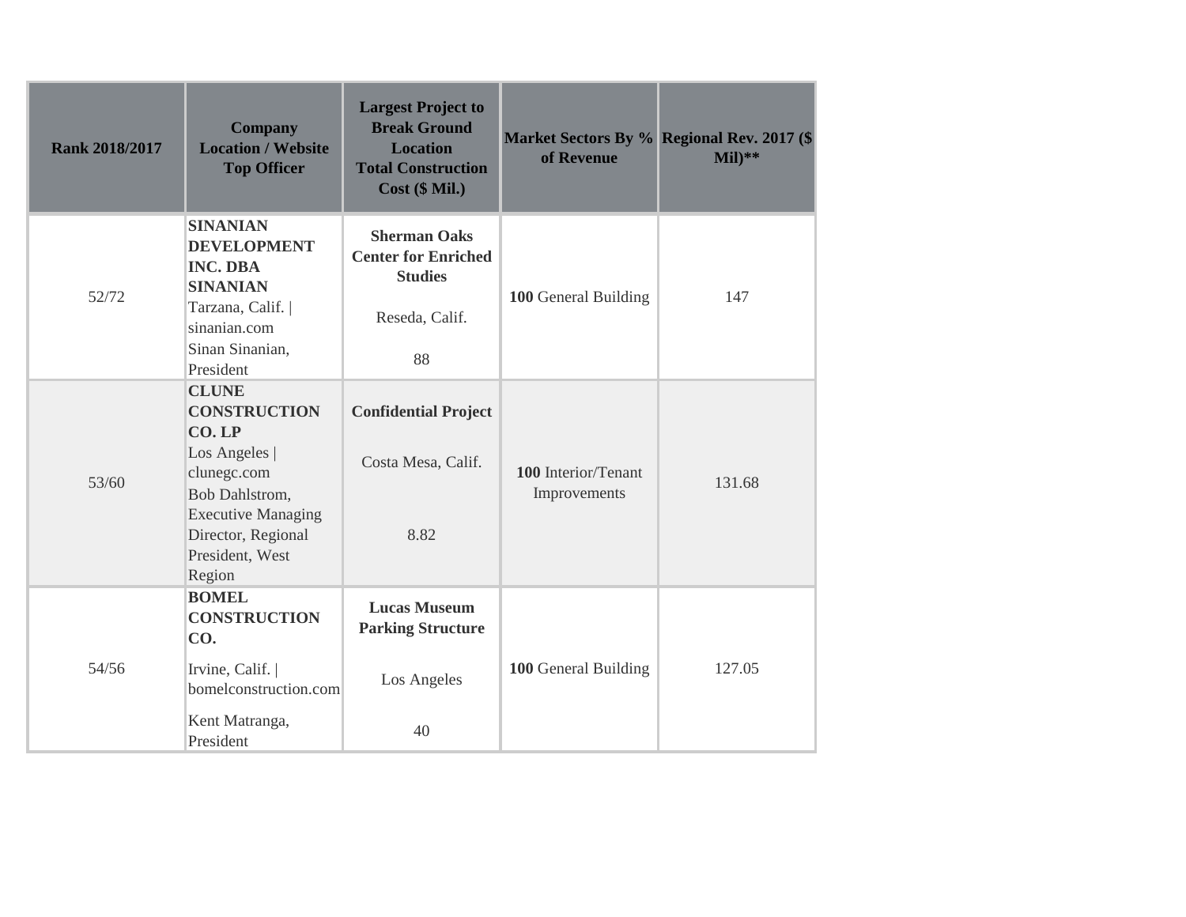| Rank 2018/2017 | Company<br>Location / Website<br>Top Officer | Largest Project to Break Ground<br>Location<br>Total Construction Cost ($ Mil.) | Market Sectors By % of Revenue | Regional Rev. 2017 ($ Mil)** |
|---|---|---|---|---|
| 52/72 | **SINANIAN DEVELOPMENT INC. DBA SINANIAN**<br>Tarzana, Calif. \| sinanian.com<br>Sinan Sinanian, President | **Sherman Oaks Center for Enriched Studies**<br>Reseda, Calif.<br>88 | **100** General Building | 147 |
| 53/60 | **CLUNE CONSTRUCTION CO. LP**<br>Los Angeles \| clunegc.com<br>Bob Dahlstrom, Executive Managing Director, Regional President, West Region | **Confidential Project**<br>Costa Mesa, Calif.<br>8.82 | **100** Interior/Tenant Improvements | 131.68 |
| 54/56 | **BOMEL CONSTRUCTION CO.**<br>Irvine, Calif. \| bomelconstruction.com<br>Kent Matranga, President | **Lucas Museum Parking Structure**<br>Los Angeles<br>40 | **100** General Building | 127.05 |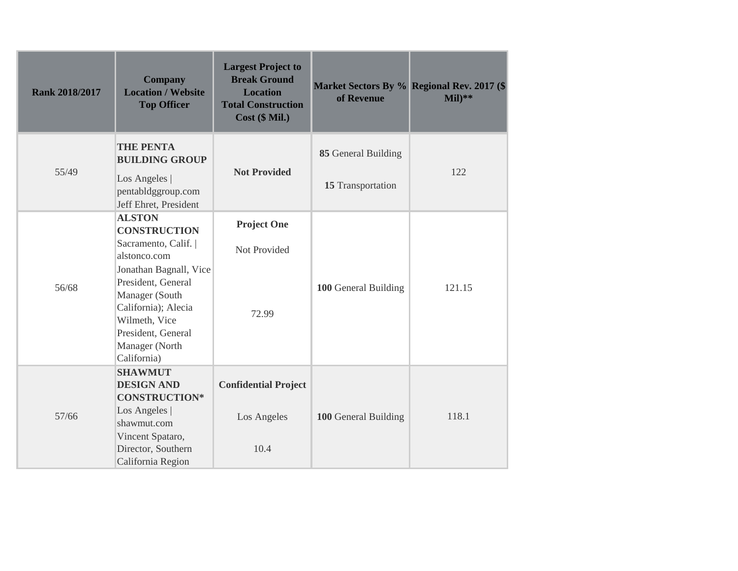| Rank 2018/2017 | Company<br>Location / Website<br>Top Officer | Largest Project to Break Ground<br>Location<br>Total Construction Cost ($ Mil.) | Market Sectors By % of Revenue | Regional Rev. 2017 ($ Mil)** |
|---|---|---|---|---|
| 55/49 | **THE PENTA BUILDING GROUP**<br>Los Angeles \| pentabldggroup.com<br>Jeff Ehret, President | **Not Provided** | **85** General Building<br>**15** Transportation | 122 |
| 56/68 | **ALSTON CONSTRUCTION**<br>Sacramento, Calif. \| alstonco.com<br>Jonathan Bagnall, Vice President, General Manager (South California); Alecia Wilmeth, Vice President, General Manager (North California) | **Project One**<br>Not Provided<br>72.99 | **100** General Building | 121.15 |
| 57/66 | **SHAWMUT DESIGN AND CONSTRUCTION***<br>Los Angeles \| shawmut.com<br>Vincent Spataro, Director, Southern California Region | **Confidential Project**<br>Los Angeles<br>10.4 | **100** General Building | 118.1 |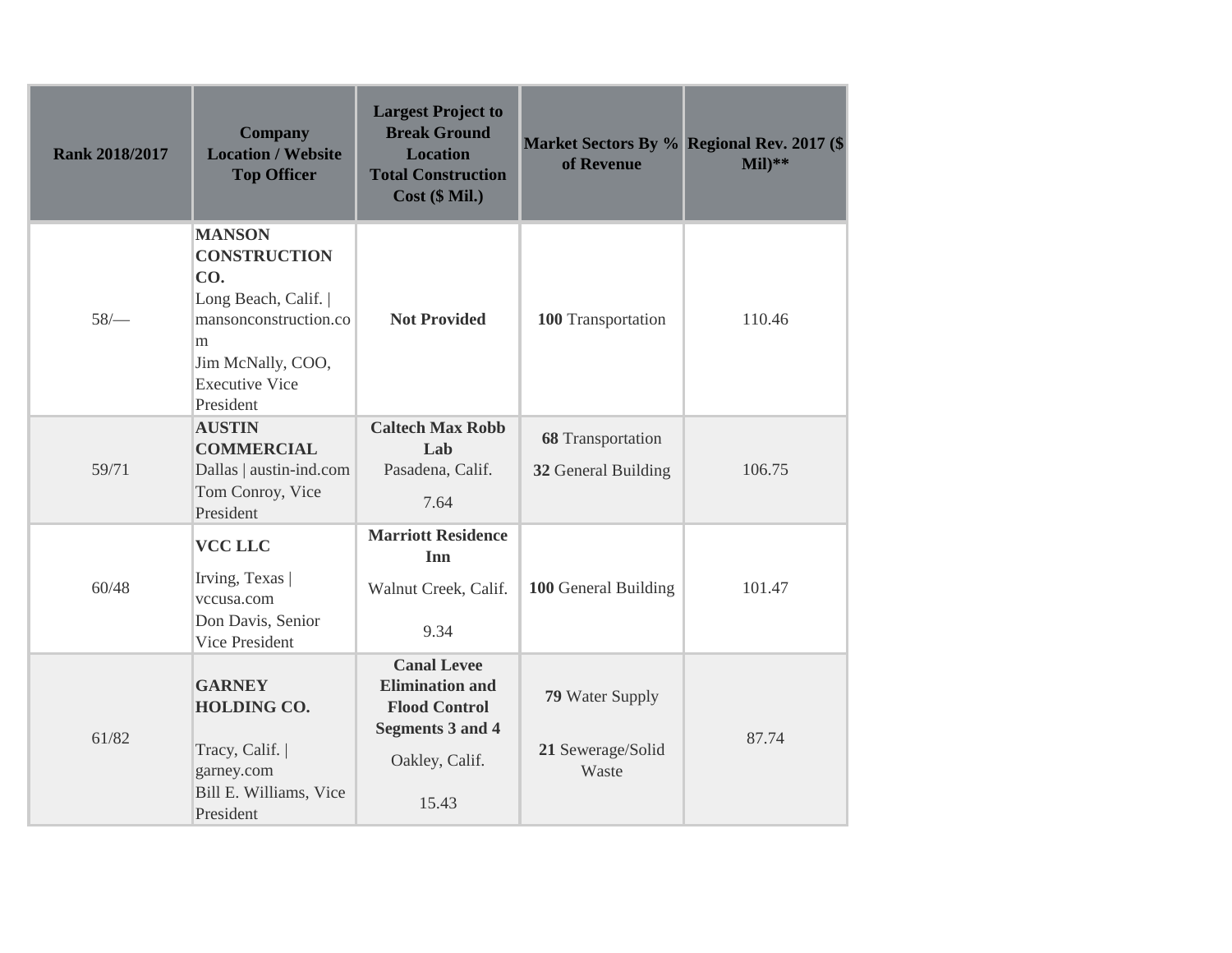| Rank 2018/2017 | Company Location / Website Top Officer | Largest Project to Break Ground Location Total Construction Cost ($ Mil.) | Market Sectors By % of Revenue | Regional Rev. 2017 ($ Mil)** |
|---|---|---|---|---|
| 58/— | **MANSON CONSTRUCTION CO.** Long Beach, Calif. \| mansonconstruction.com Jim McNally, COO, Executive Vice President | **Not Provided** | **100** Transportation | 110.46 |
| 59/71 | **AUSTIN COMMERCIAL** Dallas \| austin-ind.com Tom Conroy, Vice President | **Caltech Max Robb Lab** Pasadena, Calif. 7.64 | **68** Transportation **32** General Building | 106.75 |
| 60/48 | **VCC LLC** Irving, Texas \| vccusa.com Don Davis, Senior Vice President | **Marriott Residence Inn** Walnut Creek, Calif. 9.34 | **100** General Building | 101.47 |
| 61/82 | **GARNEY HOLDING CO.** Tracy, Calif. \| garney.com Bill E. Williams, Vice President | **Canal Levee Elimination and Flood Control Segments 3 and 4** Oakley, Calif. 15.43 | **79** Water Supply **21** Sewerage/Solid Waste | 87.74 |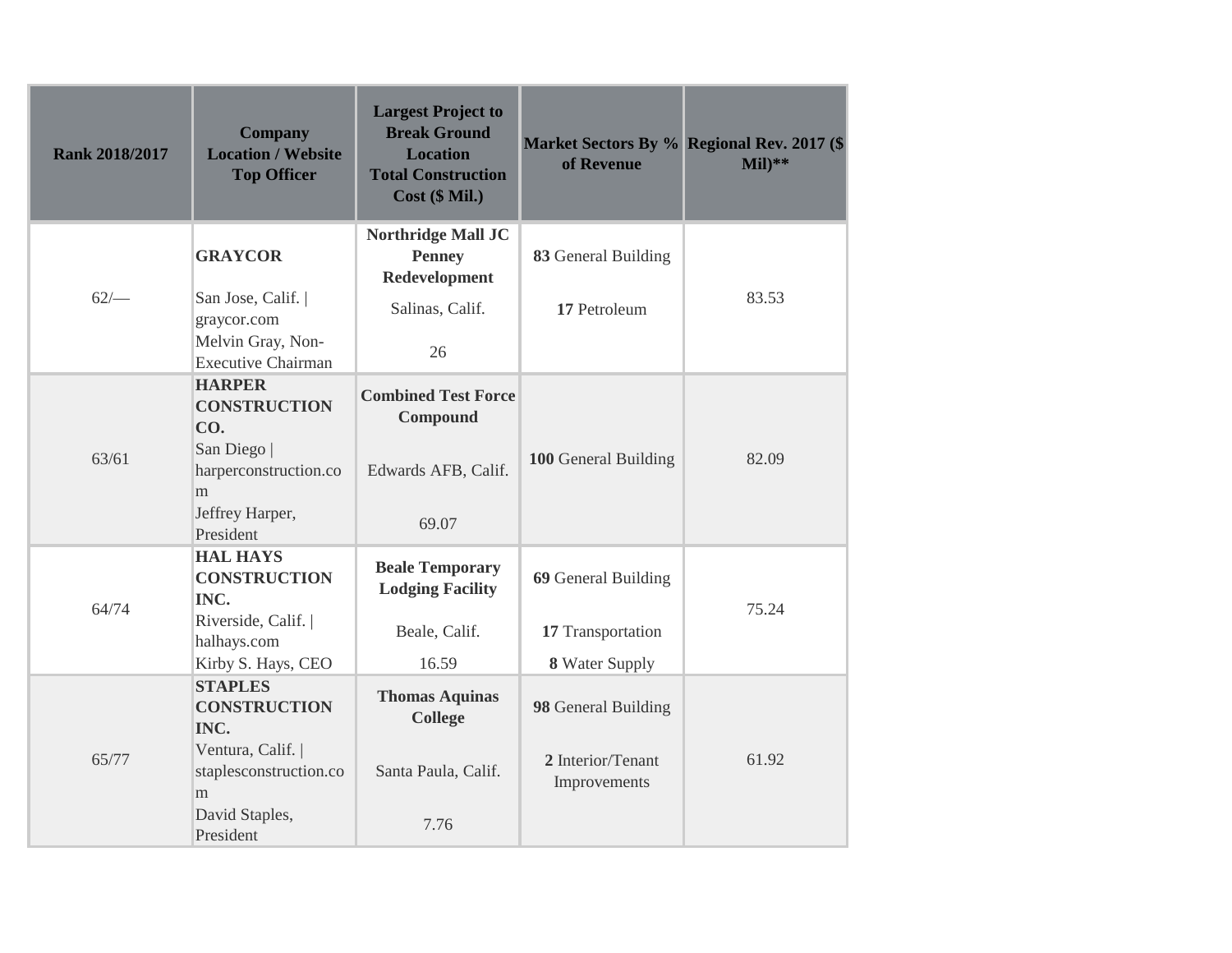| Rank 2018/2017 | Company Location / Website Top Officer | Largest Project to Break Ground Location Total Construction Cost ($ Mil.) | Market Sectors By % of Revenue | Regional Rev. 2017 ($ Mil)** |
|---|---|---|---|---|
| 62/— | **GRAYCOR** San Jose, Calif. \| graycor.com Melvin Gray, Non-Executive Chairman | **Northridge Mall JC Penney Redevelopment** Salinas, Calif. 26 | **83** General Building **17** Petroleum | 83.53 |
| 63/61 | **HARPER CONSTRUCTION CO.** San Diego \| harperconstruction.com Jeffrey Harper, President | **Combined Test Force Compound** Edwards AFB, Calif. 69.07 | **100** General Building | 82.09 |
| 64/74 | **HAL HAYS CONSTRUCTION INC.** Riverside, Calif. \| halhays.com Kirby S. Hays, CEO | **Beale Temporary Lodging Facility** Beale, Calif. 16.59 | **69** General Building **17** Transportation **8** Water Supply | 75.24 |
| 65/77 | **STAPLES CONSTRUCTION INC.** Ventura, Calif. \| staplesconstruction.com David Staples, President | **Thomas Aquinas College** Santa Paula, Calif. 7.76 | **98** General Building **2** Interior/Tenant Improvements | 61.92 |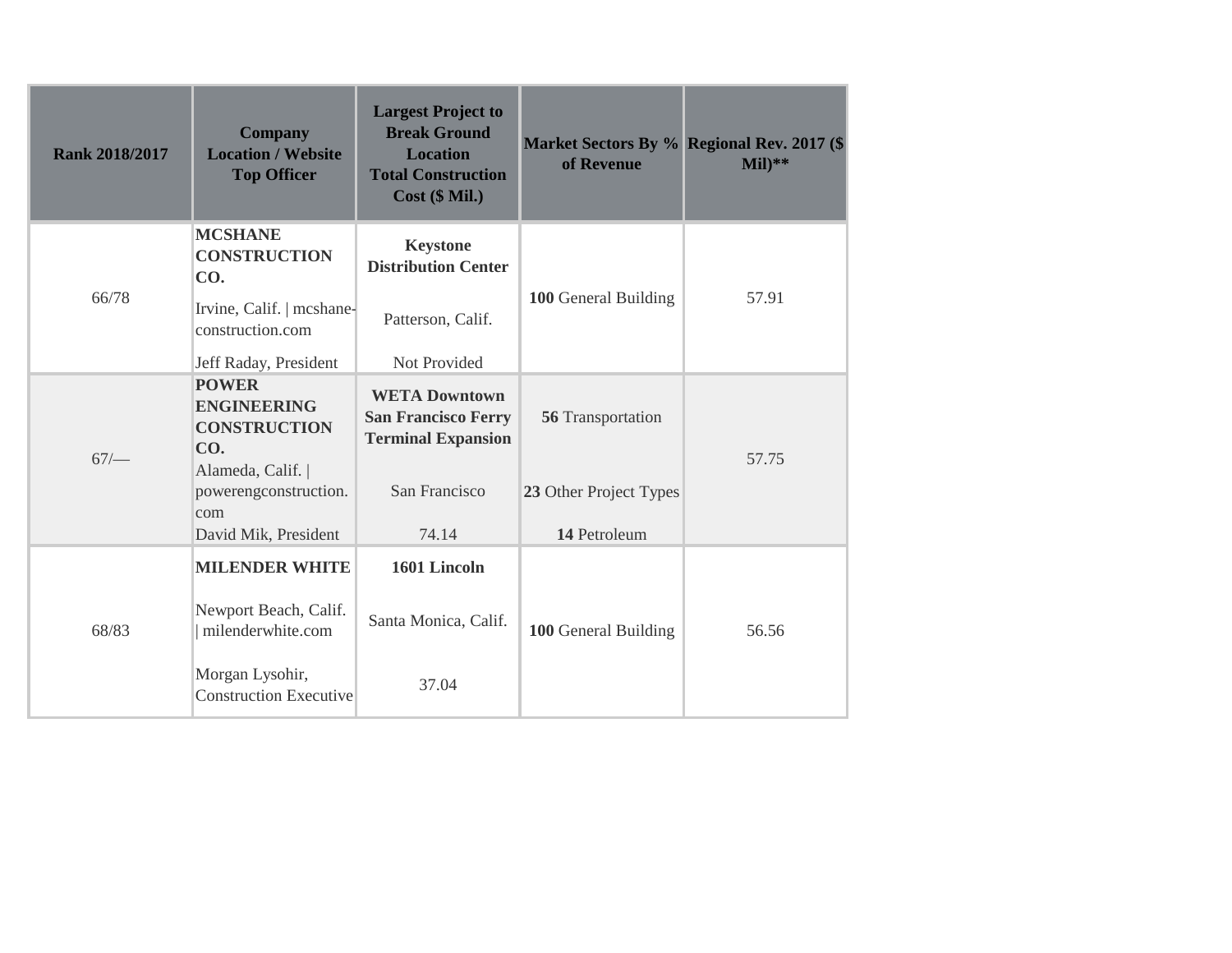| Rank 2018/2017 | Company Location / Website Top Officer | Largest Project to Break Ground Location Total Construction Cost ($ Mil.) | Market Sectors By % of Revenue | Regional Rev. 2017 ($ Mil)** |
|---|---|---|---|---|
| 66/78 | **MCSHANE CONSTRUCTION CO.** Irvine, Calif. \| mcshane-construction.com Jeff Raday, President | **Keystone Distribution Center** Patterson, Calif. Not Provided | **100** General Building | 57.91 |
| 67/— | **POWER ENGINEERING CONSTRUCTION CO.** Alameda, Calif. \| powerengconstruction.com David Mik, President | **WETA Downtown San Francisco Ferry Terminal Expansion** San Francisco 74.14 | **56** Transportation **23** Other Project Types **14** Petroleum | 57.75 |
| 68/83 | **MILENDER WHITE** Newport Beach, Calif. \| milenderwhite.com Morgan Lysohir, Construction Executive | **1601 Lincoln** Santa Monica, Calif. 37.04 | **100** General Building | 56.56 |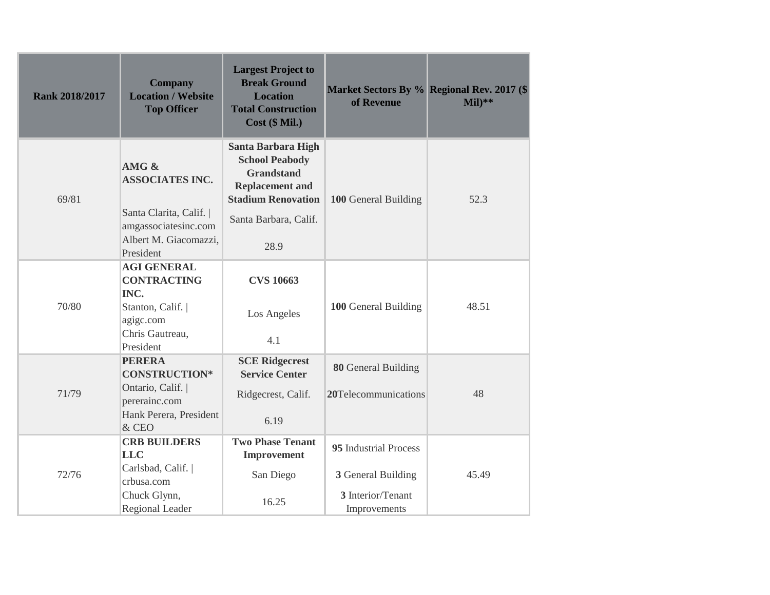| Rank 2018/2017 | Company<br>Location / Website<br>Top Officer | Largest Project to Break Ground<br>Location<br>Total Construction Cost ($ Mil.) | Market Sectors By % of Revenue | Regional Rev. 2017 ($ Mil)** |
|---|---|---|---|---|
| 69/81 | **AMG & ASSOCIATES INC.**<br>Santa Clarita, Calif. \| amgassociatesinc.com<br>Albert M. Giacomazzi, President | **Santa Barbara High School Peabody Grandstand Replacement and Stadium Renovation**<br>Santa Barbara, Calif.<br>28.9 | **100** General Building | 52.3 |
| 70/80 | **AGI GENERAL CONTRACTING INC.**<br>Stanton, Calif. \| agigc.com<br>Chris Gautreau, President | **CVS 10663**<br>Los Angeles<br>4.1 | **100** General Building | 48.51 |
| 71/79 | **PERERA CONSTRUCTION***<br>Ontario, Calif. \| pererainc.com<br>Hank Perera, President & CEO | **SCE Ridgecrest Service Center**<br>Ridgecrest, Calif.<br>6.19 | **80** General Building<br>**20**Telecommunications | 48 |
| 72/76 | **CRB BUILDERS LLC**<br>Carlsbad, Calif. \| crbusa.com<br>Chuck Glynn, Regional Leader | **Two Phase Tenant Improvement**<br>San Diego<br>16.25 | **95** Industrial Process<br>**3** General Building<br>**3** Interior/Tenant Improvements | 45.49 |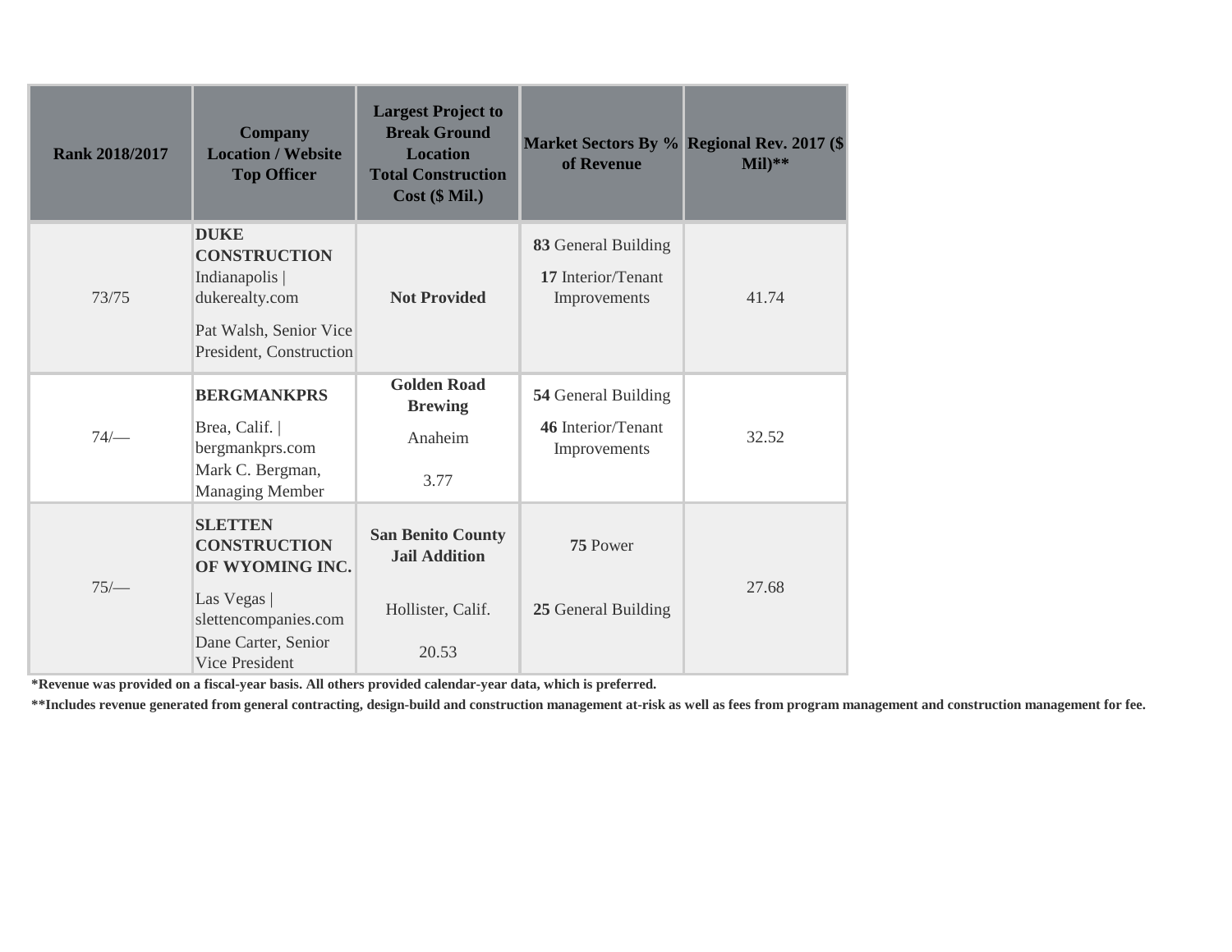| Rank 2018/2017 | Company<br>Location / Website<br>Top Officer | Largest Project to Break Ground<br>Location<br>Total Construction Cost ($ Mil.) | Market Sectors By % of Revenue | Regional Rev. 2017 ($ Mil)** |
|---|---|---|---|---|
| 73/75 | **DUKE CONSTRUCTION**<br>Indianapolis \| dukerealty.com<br>Pat Walsh, Senior Vice President, Construction | **Not Provided** | **83** General Building<br>**17** Interior/Tenant Improvements | 41.74 |
| 74/— | **BERGMANKPRS**<br>Brea, Calif. \| bergmankprs.com<br>Mark C. Bergman, Managing Member | **Golden Road Brewing**<br>Anaheim<br>3.77 | **54** General Building<br>**46** Interior/Tenant Improvements | 32.52 |
| 75/— | **SLETTEN CONSTRUCTION OF WYOMING INC.**<br>Las Vegas \| slettencompanies.com<br>Dane Carter, Senior Vice President | **San Benito County Jail Addition**<br>Hollister, Calif.<br>20.53 | **75** Power<br>**25** General Building | 27.68 |

**\*Revenue was provided on a fiscal-year basis. All others provided calendar-year data, which is preferred.**

**\*\*Includes revenue generated from general contracting, design-build and construction management at-risk as well as fees from program management and construction management for fee.**